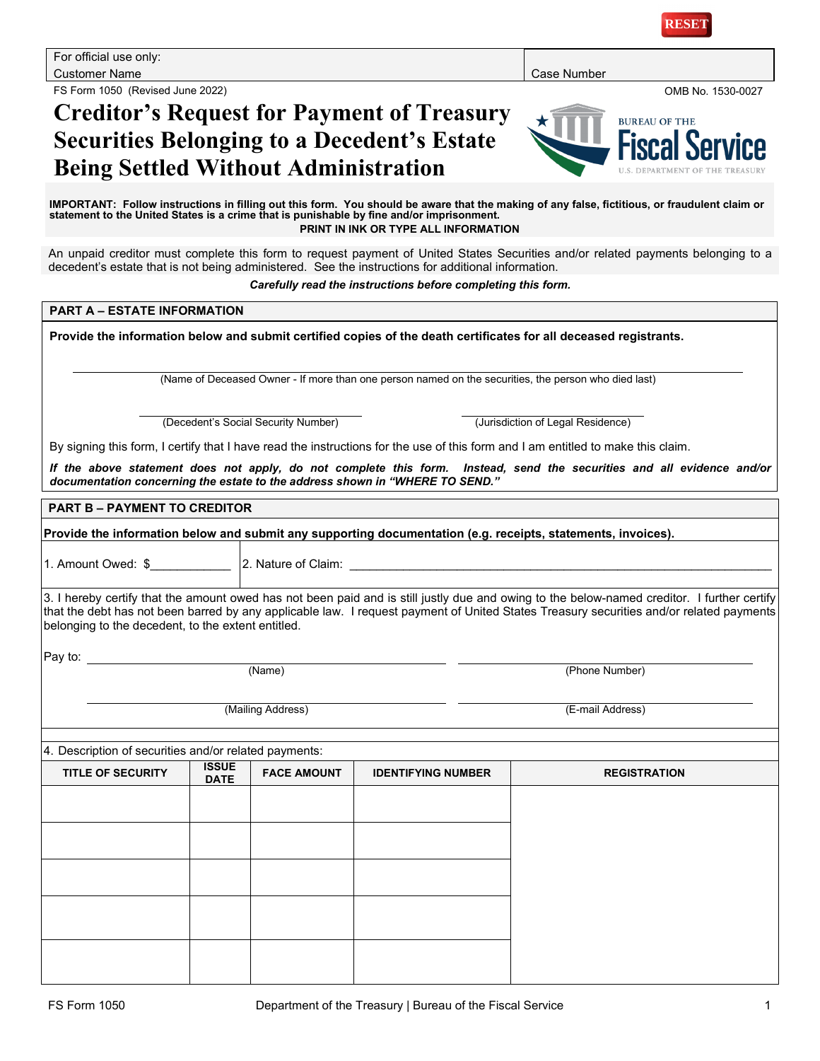For official use only:
Customer Name | Case Number

FS Form 1050 (Revised June 2022) OMB No. 1530-0027

# Creditor's Request for Payment of Treasury Securities Belonging to a Decedent's Estate Being Settled Without Administration

BUREAU OF THE Fiscal Service
U.S. DEPARTMENT OF THE TREASURY

**IMPORTANT: Follow instructions in filling out this form. You should be aware that the making of any false, fictitious, or fraudulent claim or statement to the United States is a crime that is punishable by fine and/or imprisonment.**

**PRINT IN INK OR TYPE ALL INFORMATION**

An unpaid creditor must complete this form to request payment of United States Securities and/or related payments belonging to a decedent's estate that is not being administered. See the instructions for additional information.

***Carefully read the instructions before completing this form.***

## PART A – ESTATE INFORMATION

**Provide the information below and submit certified copies of the death certificates for all deceased registrants.**

\_\_\_\_\_\_\_\_\_\_\_\_\_\_\_\_\_\_\_\_\_\_\_\_\_\_\_\_\_\_\_\_\_\_\_\_\_\_\_\_
(Name of Deceased Owner - If more than one person named on the securities, the person who died last)

\_\_\_\_\_\_\_\_\_\_\_\_\_\_\_\_\_\_\_\_ (Decedent's Social Security Number)

\_\_\_\_\_\_\_\_\_\_\_\_\_\_\_\_\_\_\_\_ (Jurisdiction of Legal Residence)

By signing this form, I certify that I have read the instructions for the use of this form and I am entitled to make this claim.

***If the above statement does not apply, do not complete this form. Instead, send the securities and all evidence and/or documentation concerning the estate to the address shown in "WHERE TO SEND."***

## PART B – PAYMENT TO CREDITOR

**Provide the information below and submit any supporting documentation (e.g. receipts, statements, invoices).**

1. Amount Owed: $\_\_\_\_\_\_\_\_\_\_\_\_

2. Nature of Claim: \_\_\_\_\_\_\_\_\_\_\_\_\_\_\_\_\_\_\_\_\_\_\_\_\_\_\_\_\_\_\_\_\_\_\_\_\_\_

3. I hereby certify that the amount owed has not been paid and is still justly due and owing to the below-named creditor. I further certify that the debt has not been barred by any applicable law. I request payment of United States Treasury securities and/or related payments belonging to the decedent, to the extent entitled.

Pay to: \_\_\_\_\_\_\_\_\_\_\_\_\_\_\_\_\_\_\_\_ (Name)

\_\_\_\_\_\_\_\_\_\_\_\_\_\_\_\_\_\_\_\_ (Phone Number)

\_\_\_\_\_\_\_\_\_\_\_\_\_\_\_\_\_\_\_\_ (Mailing Address)

\_\_\_\_\_\_\_\_\_\_\_\_\_\_\_\_\_\_\_\_ (E-mail Address)

4. Description of securities and/or related payments:

| TITLE OF SECURITY | ISSUE DATE | FACE AMOUNT | IDENTIFYING NUMBER | REGISTRATION |
|---|---|---|---|---|
| | | | | |
| | | | | |
| | | | | |
| | | | | |
| | | | | |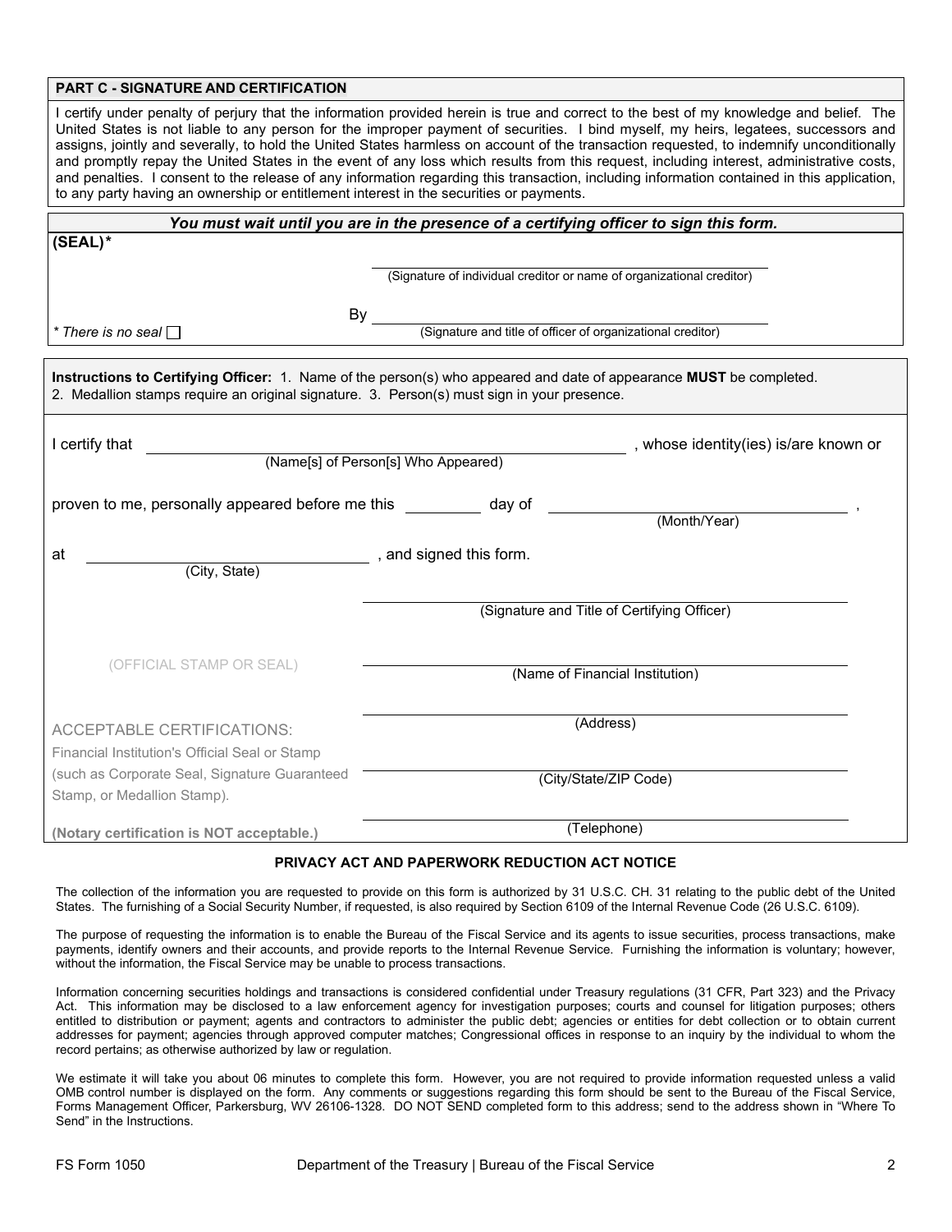## PART C - SIGNATURE AND CERTIFICATION

I certify under penalty of perjury that the information provided herein is true and correct to the best of my knowledge and belief. The United States is not liable to any person for the improper payment of securities. I bind myself, my heirs, legatees, successors and assigns, jointly and severally, to hold the United States harmless on account of the transaction requested, to indemnify unconditionally and promptly repay the United States in the event of any loss which results from this request, including interest, administrative costs, and penalties. I consent to the release of any information regarding this transaction, including information contained in this application, to any party having an ownership or entitlement interest in the securities or payments.

***You must wait until you are in the presence of a certifying officer to sign this form.***

**(SEAL)***

______________________________
(Signature of individual creditor or name of organizational creditor)

By ______________________________
(Signature and title of officer of organizational creditor)

*\* There is no seal* ☐

**Instructions to Certifying Officer:** 1. Name of the person(s) who appeared and date of appearance **MUST** be completed. 2. Medallion stamps require an original signature. 3. Person(s) must sign in your presence.

I certify that ______________________________ (Name[s] of Person[s] Who Appeared), whose identity(ies) is/are known or proven to me, personally appeared before me this ________ day of ______________________ (Month/Year), at ______________________ (City, State), and signed this form.

______________________________
(Signature and Title of Certifying Officer)

(OFFICIAL STAMP OR SEAL)

______________________________
(Name of Financial Institution)

______________________________
(Address)

______________________________
(City/State/ZIP Code)

______________________________
(Telephone)

ACCEPTABLE CERTIFICATIONS:
Financial Institution's Official Seal or Stamp (such as Corporate Seal, Signature Guaranteed Stamp, or Medallion Stamp).

**(Notary certification is NOT acceptable.)**

### PRIVACY ACT AND PAPERWORK REDUCTION ACT NOTICE

The collection of the information you are requested to provide on this form is authorized by 31 U.S.C. CH. 31 relating to the public debt of the United States. The furnishing of a Social Security Number, if requested, is also required by Section 6109 of the Internal Revenue Code (26 U.S.C. 6109).

The purpose of requesting the information is to enable the Bureau of the Fiscal Service and its agents to issue securities, process transactions, make payments, identify owners and their accounts, and provide reports to the Internal Revenue Service. Furnishing the information is voluntary; however, without the information, the Fiscal Service may be unable to process transactions.

Information concerning securities holdings and transactions is considered confidential under Treasury regulations (31 CFR, Part 323) and the Privacy Act. This information may be disclosed to a law enforcement agency for investigation purposes; courts and counsel for litigation purposes; others entitled to distribution or payment; agents and contractors to administer the public debt; agencies or entities for debt collection or to obtain current addresses for payment; agencies through approved computer matches; Congressional offices in response to an inquiry by the individual to whom the record pertains; as otherwise authorized by law or regulation.

We estimate it will take you about 06 minutes to complete this form. However, you are not required to provide information requested unless a valid OMB control number is displayed on the form. Any comments or suggestions regarding this form should be sent to the Bureau of the Fiscal Service, Forms Management Officer, Parkersburg, WV 26106-1328. DO NOT SEND completed form to this address; send to the address shown in "Where To Send" in the Instructions.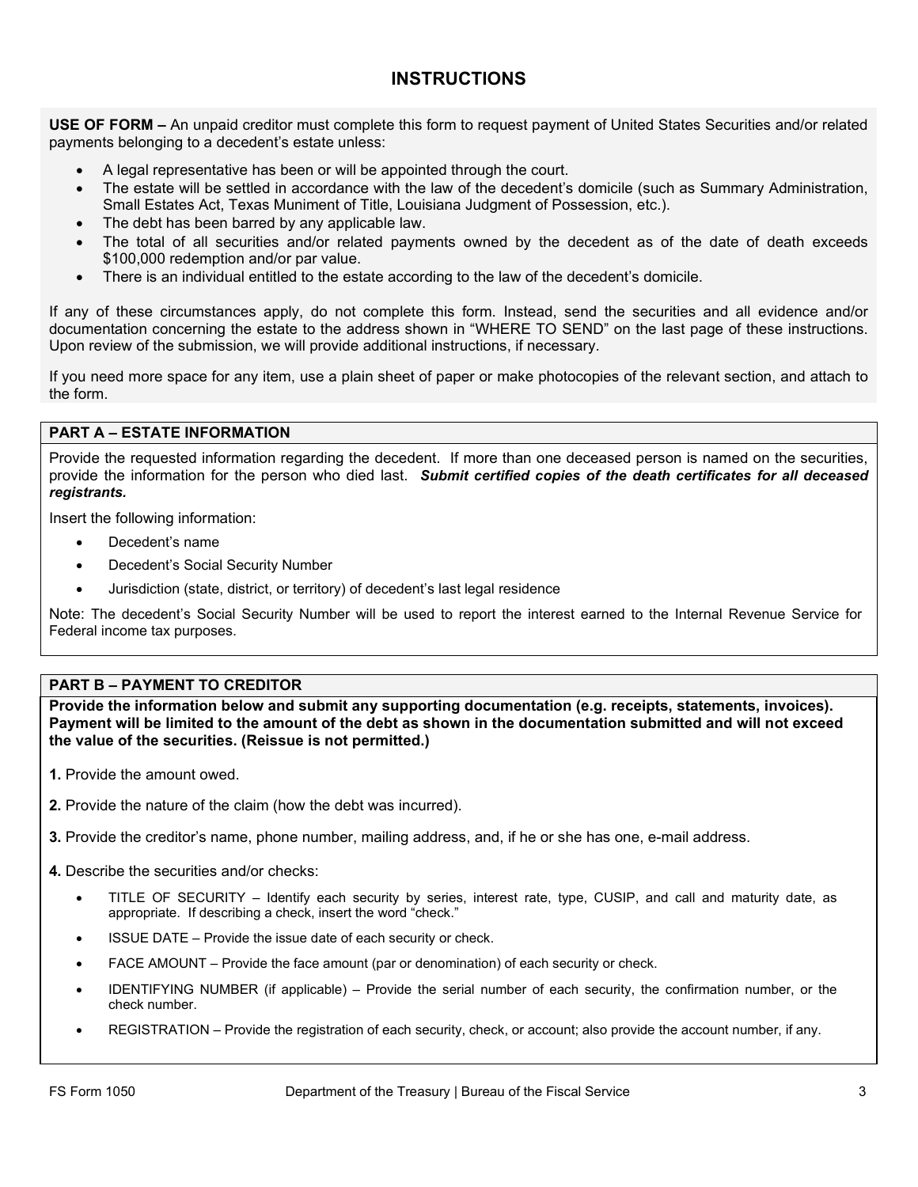# INSTRUCTIONS

**USE OF FORM –** An unpaid creditor must complete this form to request payment of United States Securities and/or related payments belonging to a decedent's estate unless:

- A legal representative has been or will be appointed through the court.
- The estate will be settled in accordance with the law of the decedent's domicile (such as Summary Administration, Small Estates Act, Texas Muniment of Title, Louisiana Judgment of Possession, etc.).
- The debt has been barred by any applicable law.
- The total of all securities and/or related payments owned by the decedent as of the date of death exceeds $100,000 redemption and/or par value.
- There is an individual entitled to the estate according to the law of the decedent's domicile.

If any of these circumstances apply, do not complete this form. Instead, send the securities and all evidence and/or documentation concerning the estate to the address shown in "WHERE TO SEND" on the last page of these instructions. Upon review of the submission, we will provide additional instructions, if necessary.

If you need more space for any item, use a plain sheet of paper or make photocopies of the relevant section, and attach to the form.

## PART A – ESTATE INFORMATION

Provide the requested information regarding the decedent. If more than one deceased person is named on the securities, provide the information for the person who died last. ***Submit certified copies of the death certificates for all deceased registrants.***

Insert the following information:

- Decedent's name
- Decedent's Social Security Number
- Jurisdiction (state, district, or territory) of decedent's last legal residence

Note: The decedent's Social Security Number will be used to report the interest earned to the Internal Revenue Service for Federal income tax purposes.

## PART B – PAYMENT TO CREDITOR

**Provide the information below and submit any supporting documentation (e.g. receipts, statements, invoices). Payment will be limited to the amount of the debt as shown in the documentation submitted and will not exceed the value of the securities. (Reissue is not permitted.)**

**1.** Provide the amount owed.

**2.** Provide the nature of the claim (how the debt was incurred).

**3.** Provide the creditor's name, phone number, mailing address, and, if he or she has one, e-mail address.

**4.** Describe the securities and/or checks:

- TITLE OF SECURITY – Identify each security by series, interest rate, type, CUSIP, and call and maturity date, as appropriate. If describing a check, insert the word "check."
- ISSUE DATE – Provide the issue date of each security or check.
- FACE AMOUNT – Provide the face amount (par or denomination) of each security or check.
- IDENTIFYING NUMBER (if applicable) – Provide the serial number of each security, the confirmation number, or the check number.
- REGISTRATION – Provide the registration of each security, check, or account; also provide the account number, if any.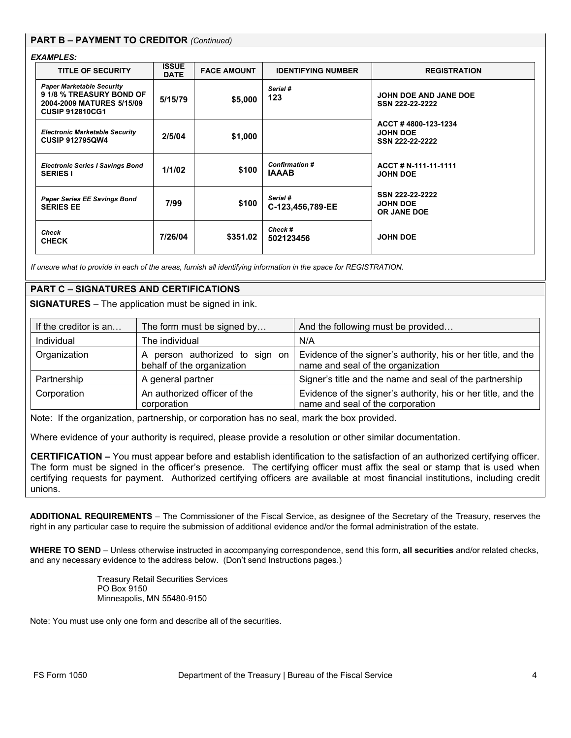## PART B – PAYMENT TO CREDITOR *(Continued)*

***EXAMPLES:***

| TITLE OF SECURITY | ISSUE DATE | FACE AMOUNT | IDENTIFYING NUMBER | REGISTRATION |
|---|---|---|---|---|
| *Paper Marketable Security* **9 1/8 % TREASURY BOND OF 2004-2009 MATURES 5/15/09 CUSIP 912810CG1** | 5/15/79 | $5,000 | *Serial #* 123 | JOHN DOE AND JANE DOE SSN 222-22-2222 |
| *Electronic Marketable Security* **CUSIP 912795QW4** | 2/5/04 | $1,000 | | ACCT # 4800-123-1234 JOHN DOE SSN 222-22-2222 |
| *Electronic Series I Savings Bond* **SERIES I** | 1/1/02 | $100 | *Confirmation #* IAAAB | ACCT # N-111-11-1111 JOHN DOE |
| *Paper Series EE Savings Bond* **SERIES EE** | 7/99 | $100 | *Serial #* C-123,456,789-EE | SSN 222-22-2222 JOHN DOE OR JANE DOE |
| *Check* **CHECK** | 7/26/04 | $351.02 | *Check #* 502123456 | JOHN DOE |

*If unsure what to provide in each of the areas, furnish all identifying information in the space for REGISTRATION.*

## PART C – SIGNATURES AND CERTIFICATIONS

**SIGNATURES** – The application must be signed in ink.

| If the creditor is an… | The form must be signed by… | And the following must be provided… |
|---|---|---|
| Individual | The individual | N/A |
| Organization | A person authorized to sign on behalf of the organization | Evidence of the signer's authority, his or her title, and the name and seal of the organization |
| Partnership | A general partner | Signer's title and the name and seal of the partnership |
| Corporation | An authorized officer of the corporation | Evidence of the signer's authority, his or her title, and the name and seal of the corporation |

Note: If the organization, partnership, or corporation has no seal, mark the box provided.

Where evidence of your authority is required, please provide a resolution or other similar documentation.

**CERTIFICATION –** You must appear before and establish identification to the satisfaction of an authorized certifying officer. The form must be signed in the officer's presence. The certifying officer must affix the seal or stamp that is used when certifying requests for payment. Authorized certifying officers are available at most financial institutions, including credit unions.

**ADDITIONAL REQUIREMENTS** – The Commissioner of the Fiscal Service, as designee of the Secretary of the Treasury, reserves the right in any particular case to require the submission of additional evidence and/or the formal administration of the estate.

**WHERE TO SEND** – Unless otherwise instructed in accompanying correspondence, send this form, **all securities** and/or related checks, and any necessary evidence to the address below. (Don't send Instructions pages.)

Treasury Retail Securities Services
PO Box 9150
Minneapolis, MN 55480-9150

Note: You must use only one form and describe all of the securities.